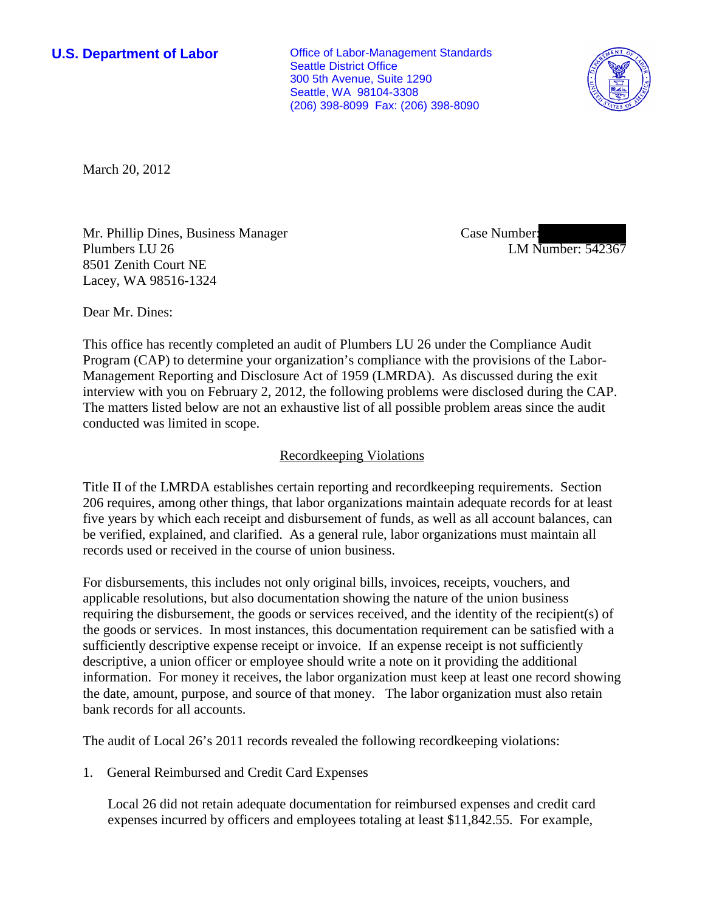**U.S. Department of Labor**

Office of Labor-Management Standards
Seattle District Office
300 5th Avenue, Suite 1290
Seattle, WA 98104-3308
(206) 398-8099 Fax: (206) 398-8090

March 20, 2012

Mr. Phillip Dines, Business Manager
Plumbers LU 26
8501 Zenith Court NE
Lacey, WA 98516-1324

Case Number:
LM Number: 542367

Dear Mr. Dines:

This office has recently completed an audit of Plumbers LU 26 under the Compliance Audit Program (CAP) to determine your organization's compliance with the provisions of the Labor-Management Reporting and Disclosure Act of 1959 (LMRDA). As discussed during the exit interview with you on February 2, 2012, the following problems were disclosed during the CAP. The matters listed below are not an exhaustive list of all possible problem areas since the audit conducted was limited in scope.

## Recordkeeping Violations

Title II of the LMRDA establishes certain reporting and recordkeeping requirements. Section 206 requires, among other things, that labor organizations maintain adequate records for at least five years by which each receipt and disbursement of funds, as well as all account balances, can be verified, explained, and clarified. As a general rule, labor organizations must maintain all records used or received in the course of union business.

For disbursements, this includes not only original bills, invoices, receipts, vouchers, and applicable resolutions, but also documentation showing the nature of the union business requiring the disbursement, the goods or services received, and the identity of the recipient(s) of the goods or services. In most instances, this documentation requirement can be satisfied with a sufficiently descriptive expense receipt or invoice. If an expense receipt is not sufficiently descriptive, a union officer or employee should write a note on it providing the additional information. For money it receives, the labor organization must keep at least one record showing the date, amount, purpose, and source of that money. The labor organization must also retain bank records for all accounts.

The audit of Local 26's 2011 records revealed the following recordkeeping violations:

1. General Reimbursed and Credit Card Expenses

   Local 26 did not retain adequate documentation for reimbursed expenses and credit card expenses incurred by officers and employees totaling at least $11,842.55. For example,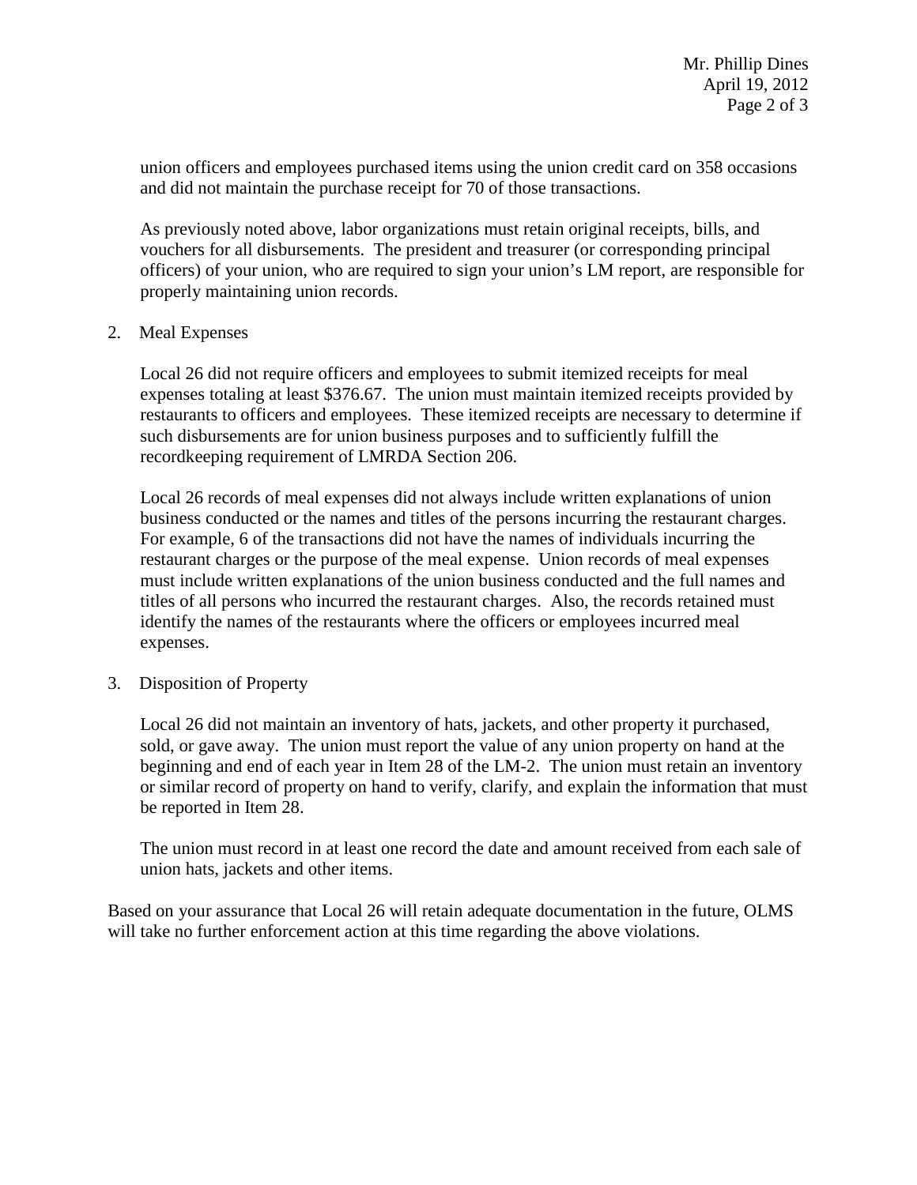union officers and employees purchased items using the union credit card on 358 occasions and did not maintain the purchase receipt for 70 of those transactions.

As previously noted above, labor organizations must retain original receipts, bills, and vouchers for all disbursements. The president and treasurer (or corresponding principal officers) of your union, who are required to sign your union's LM report, are responsible for properly maintaining union records.

2. Meal Expenses

Local 26 did not require officers and employees to submit itemized receipts for meal expenses totaling at least $376.67. The union must maintain itemized receipts provided by restaurants to officers and employees. These itemized receipts are necessary to determine if such disbursements are for union business purposes and to sufficiently fulfill the recordkeeping requirement of LMRDA Section 206.

Local 26 records of meal expenses did not always include written explanations of union business conducted or the names and titles of the persons incurring the restaurant charges. For example, 6 of the transactions did not have the names of individuals incurring the restaurant charges or the purpose of the meal expense. Union records of meal expenses must include written explanations of the union business conducted and the full names and titles of all persons who incurred the restaurant charges. Also, the records retained must identify the names of the restaurants where the officers or employees incurred meal expenses.

3. Disposition of Property

Local 26 did not maintain an inventory of hats, jackets, and other property it purchased, sold, or gave away. The union must report the value of any union property on hand at the beginning and end of each year in Item 28 of the LM-2. The union must retain an inventory or similar record of property on hand to verify, clarify, and explain the information that must be reported in Item 28.

The union must record in at least one record the date and amount received from each sale of union hats, jackets and other items.

Based on your assurance that Local 26 will retain adequate documentation in the future, OLMS will take no further enforcement action at this time regarding the above violations.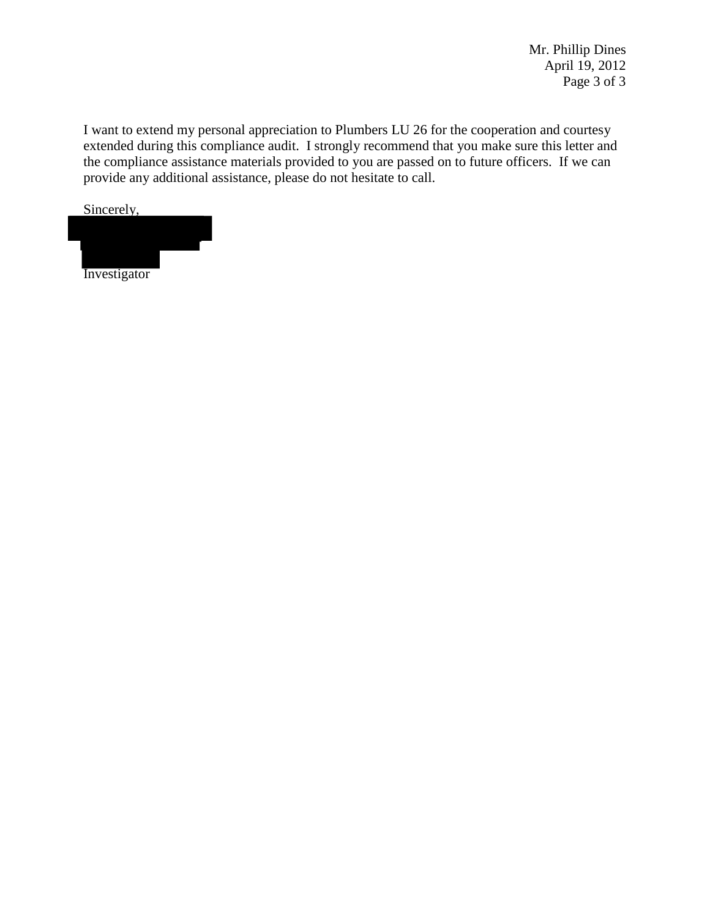I want to extend my personal appreciation to Plumbers LU 26 for the cooperation and courtesy extended during this compliance audit. I strongly recommend that you make sure this letter and the compliance assistance materials provided to you are passed on to future officers. If we can provide any additional assistance, please do not hesitate to call.

Sincerely,

Investigator